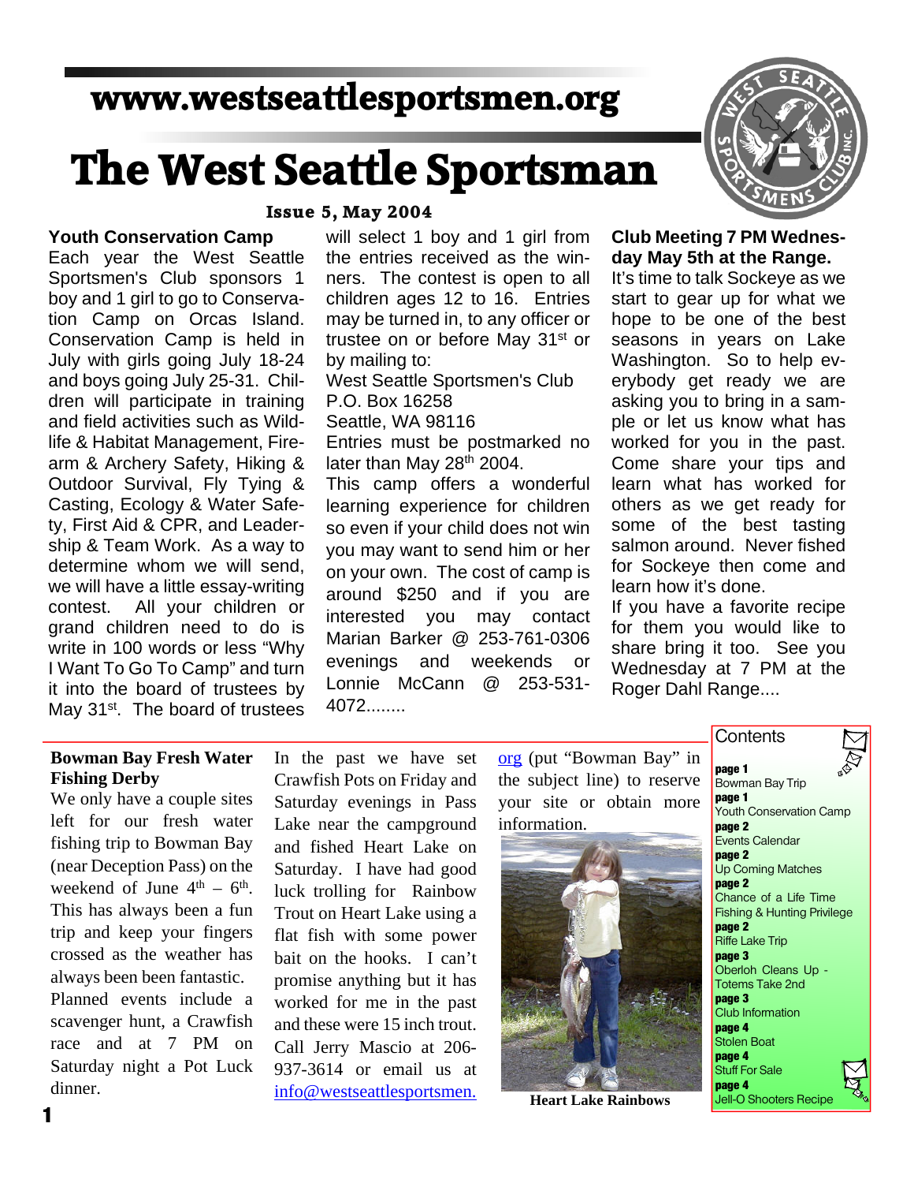www.westseattlesportsmen.org

# The West Seattle Sportsman

**Issue 5, May 2004**

## Youth Conservation Camp

Each year the West Seattle Sportsmen's Club sponsors 1 boy and 1 girl to go to Conservation Camp on Orcas Island. Conservation Camp is held in July with girls going July 18-24 and boys going July 25-31. Children will participate in training and field activities such as Wildlife & Habitat Management, Firearm & Archery Safety, Hiking & Outdoor Survival, Fly Tying & Casting, Ecology & Water Safety, First Aid & CPR, and Leadership & Team Work. As a way to determine whom we will send, we will have a little essay-writing contest. All your children or grand children need to do is write in 100 words or less "Why I Want To Go To Camp" and turn it into the board of trustees by May 31st. The board of trustees will select 1 boy and 1 girl from the entries received as the winners. The contest is open to all children ages 12 to 16. Entries may be turned in, to any officer or trustee on or before May 31st or by mailing to:

West Seattle Sportsmen's Club
P.O. Box 16258
Seattle, WA 98116

Entries must be postmarked no later than May 28th 2004.

This camp offers a wonderful learning experience for children so even if your child does not win you may want to send him or her on your own. The cost of camp is around $250 and if you are interested you may contact Marian Barker @ 253-761-0306 evenings and weekends or Lonnie McCann @ 253-531-4072........

## Club Meeting 7 PM Wednesday May 5th at the Range.

It's time to talk Sockeye as we start to gear up for what we hope to be one of the best seasons in years on Lake Washington. So to help everybody get ready we are asking you to bring in a sample or let us know what has worked for you in the past. Come share your tips and learn what has worked for others as we get ready for some of the best tasting salmon around. Never fished for Sockeye then come and learn how it's done.

If you have a favorite recipe for them you would like to share bring it too. See you Wednesday at 7 PM at the Roger Dahl Range....

## Bowman Bay Fresh Water Fishing Derby

We only have a couple sites left for our fresh water fishing trip to Bowman Bay (near Deception Pass) on the weekend of June 4th – 6th. This has always been a fun trip and keep your fingers crossed as the weather has always been been fantastic.

Planned events include a scavenger hunt, a Crawfish race and at 7 PM on Saturday night a Pot Luck dinner.

In the past we have set Crawfish Pots on Friday and Saturday evenings in Pass Lake near the campground and fished Heart Lake on Saturday. I have had good luck trolling for Rainbow Trout on Heart Lake using a flat fish with some power bait on the hooks. I can't promise anything but it has worked for me in the past and these were 15 inch trout.

Call Jerry Mascio at 206-937-3614 or email us at info@westseattlesportsmen.org (put "Bowman Bay" in the subject line) to reserve your site or obtain more information.

Heart Lake Rainbows

## Contents

- **page 1** Bowman Bay Trip
- **page 1** Youth Conservation Camp
- **page 2** Events Calendar
- **page 2** Up Coming Matches
- **page 2** Chance of a Life Time Fishing & Hunting Privilege
- **page 2** Riffe Lake Trip
- **page 3** Oberloh Cleans Up - Totems Take 2nd
- **page 3** Club Information
- **page 4** Stolen Boat
- **page 4** Stuff For Sale
- **page 4** Jell-O Shooters Recipe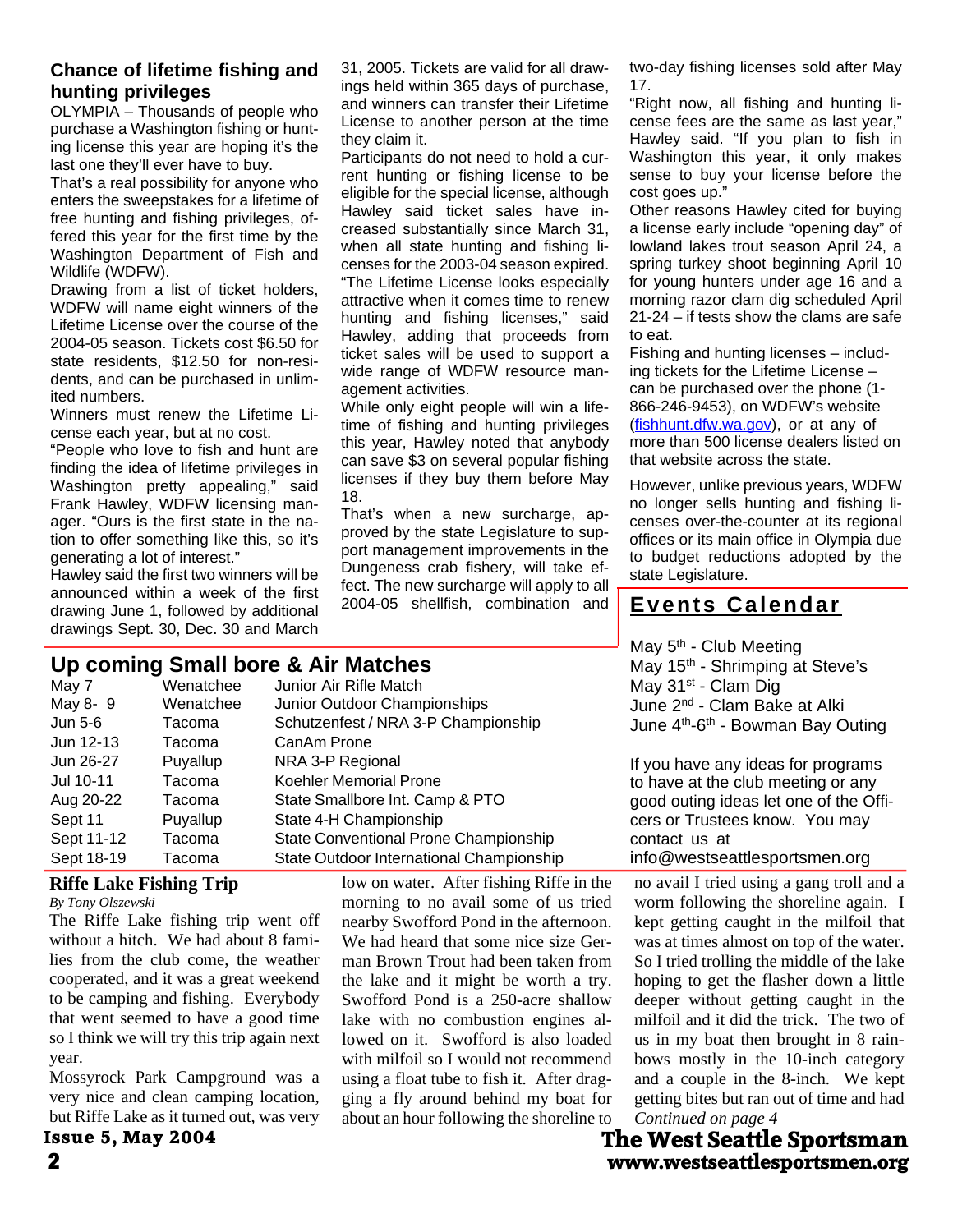## Chance of lifetime fishing and hunting privileges

OLYMPIA – Thousands of people who purchase a Washington fishing or hunting license this year are hoping it's the last one they'll ever have to buy.

That's a real possibility for anyone who enters the sweepstakes for a lifetime of free hunting and fishing privileges, offered this year for the first time by the Washington Department of Fish and Wildlife (WDFW).

Drawing from a list of ticket holders, WDFW will name eight winners of the Lifetime License over the course of the 2004-05 season. Tickets cost $6.50 for state residents, $12.50 for non-residents, and can be purchased in unlimited numbers.

Winners must renew the Lifetime License each year, but at no cost.

"People who love to fish and hunt are finding the idea of lifetime privileges in Washington pretty appealing," said Frank Hawley, WDFW licensing manager. "Ours is the first state in the nation to offer something like this, so it's generating a lot of interest."

Hawley said the first two winners will be announced within a week of the first drawing June 1, followed by additional drawings Sept. 30, Dec. 30 and March 31, 2005. Tickets are valid for all drawings held within 365 days of purchase, and winners can transfer their Lifetime License to another person at the time they claim it.

Participants do not need to hold a current hunting or fishing license to be eligible for the special license, although Hawley said ticket sales have increased substantially since March 31, when all state hunting and fishing licenses for the 2003-04 season expired.

"The Lifetime License looks especially attractive when it comes time to renew hunting and fishing licenses," said Hawley, adding that proceeds from ticket sales will be used to support a wide range of WDFW resource management activities.

While only eight people will win a lifetime of fishing and hunting privileges this year, Hawley noted that anybody can save $3 on several popular fishing licenses if they buy them before May 18.

That's when a new surcharge, approved by the state Legislature to support management improvements in the Dungeness crab fishery, will take effect. The new surcharge will apply to all 2004-05 shellfish, combination and two-day fishing licenses sold after May 17.

"Right now, all fishing and hunting license fees are the same as last year," Hawley said. "If you plan to fish in Washington this year, it only makes sense to buy your license before the cost goes up."

Other reasons Hawley cited for buying a license early include "opening day" of lowland lakes trout season April 24, a spring turkey shoot beginning April 10 for young hunters under age 16 and a morning razor clam dig scheduled April 21-24 – if tests show the clams are safe to eat.

Fishing and hunting licenses – including tickets for the Lifetime License – can be purchased over the phone (1-866-246-9453), on WDFW's website (fishhunt.dfw.wa.gov), or at any of more than 500 license dealers listed on that website across the state.

However, unlike previous years, WDFW no longer sells hunting and fishing licenses over-the-counter at its regional offices or its main office in Olympia due to budget reductions adopted by the state Legislature.

## Events Calendar

May 5th - Club Meeting
May 15th - Shrimping at Steve's
May 31st - Clam Dig
June 2nd - Clam Bake at Alki
June 4th-6th - Bowman Bay Outing

If you have any ideas for programs to have at the club meeting or any good outing ideas let one of the Officers or Trustees know. You may contact us at info@westseattlesportsmen.org

## Up coming Small bore & Air Matches

| Date | Location | Event |
|---|---|---|
| May 7 | Wenatchee | Junior Air Rifle Match |
| May 8- 9 | Wenatchee | Junior Outdoor Championships |
| Jun 5-6 | Tacoma | Schutzenfest / NRA 3-P Championship |
| Jun 12-13 | Tacoma | CanAm Prone |
| Jun 26-27 | Puyallup | NRA 3-P Regional |
| Jul 10-11 | Tacoma | Koehler Memorial Prone |
| Aug 20-22 | Tacoma | State Smallbore Int. Camp & PTO |
| Sept 11 | Puyallup | State 4-H Championship |
| Sept 11-12 | Tacoma | State Conventional Prone Championship |
| Sept 18-19 | Tacoma | State Outdoor International Championship |

## Riffe Lake Fishing Trip

*By Tony Olszewski*

The Riffe Lake fishing trip went off without a hitch. We had about 8 families from the club come, the weather cooperated, and it was a great weekend to be camping and fishing. Everybody that went seemed to have a good time so I think we will try this trip again next year.

Mossyrock Park Campground was a very nice and clean camping location, but Riffe Lake as it turned out, was very low on water. After fishing Riffe in the morning to no avail some of us tried nearby Swofford Pond in the afternoon. We had heard that some nice size German Brown Trout had been taken from the lake and it might be worth a try. Swofford Pond is a 250-acre shallow lake with no combustion engines allowed on it. Swofford is also loaded with milfoil so I would not recommend using a float tube to fish it. After dragging a fly around behind my boat for about an hour following the shoreline to no avail I tried using a gang troll and a worm following the shoreline again. I kept getting caught in the milfoil that was at times almost on top of the water. So I tried trolling the middle of the lake hoping to get the flasher down a little deeper without getting caught in the milfoil and it did the trick. The two of us in my boat then brought in 8 rainbows mostly in the 10-inch category and a couple in the 8-inch. We kept getting bites but ran out of time and had

*Continued on page 4*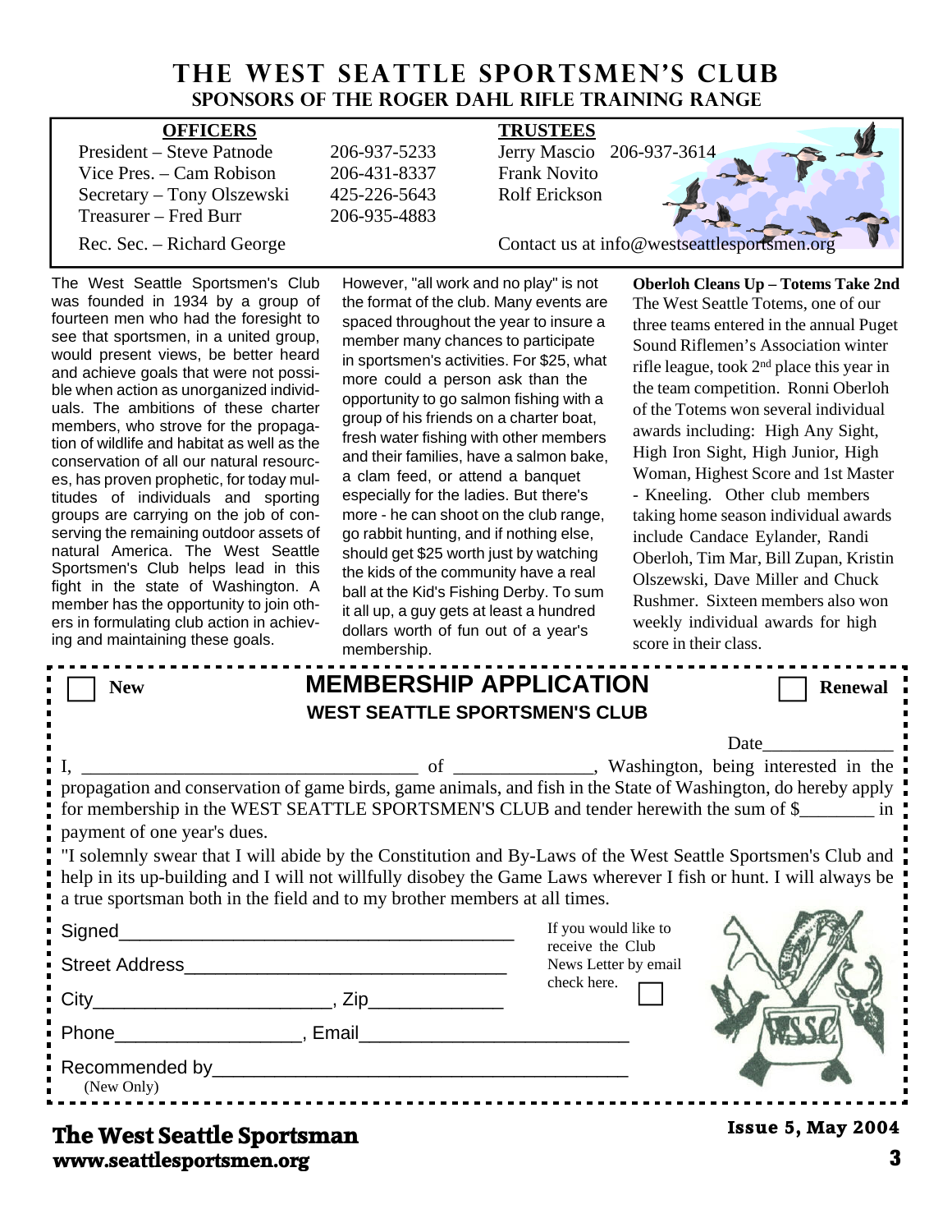# THE WEST SEATTLE SPORTSMEN'S CLUB

## SPONSORS OF THE ROGER DAHL RIFLE TRAINING RANGE

**OFFICERS**

| | |
|---|---|
| President – Steve Patnode | 206-937-5233 |
| Vice Pres. – Cam Robison | 206-431-8337 |
| Secretary – Tony Olszewski | 425-226-5643 |
| Treasurer – Fred Burr | 206-935-4883 |
| Rec. Sec. – Richard George | |

**TRUSTEES**

Jerry Mascio 206-937-3614
Frank Novito
Rolf Erickson

Contact us at info@westseattlesportsmen.org

The West Seattle Sportsmen's Club was founded in 1934 by a group of fourteen men who had the foresight to see that sportsmen, in a united group, would present views, be better heard and achieve goals that were not possible when action as unorganized individuals. The ambitions of these charter members, who strove for the propagation of wildlife and habitat as well as the conservation of all our natural resources, has proven prophetic, for today multitudes of individuals and sporting groups are carrying on the job of conserving the remaining outdoor assets of natural America. The West Seattle Sportsmen's Club helps lead in this fight in the state of Washington. A member has the opportunity to join others in formulating club action in achieving and maintaining these goals.

However, "all work and no play" is not the format of the club. Many events are spaced throughout the year to insure a member many chances to participate in sportsmen's activities. For $25, what more could a person ask than the opportunity to go salmon fishing with a group of his friends on a charter boat, fresh water fishing with other members and their families, have a salmon bake, a clam feed, or attend a banquet especially for the ladies. But there's more - he can shoot on the club range, go rabbit hunting, and if nothing else, should get $25 worth just by watching the kids of the community have a real ball at the Kid's Fishing Derby. To sum it all up, a guy gets at least a hundred dollars worth of fun out of a year's membership.

**Oberloh Cleans Up – Totems Take 2nd**

The West Seattle Totems, one of our three teams entered in the annual Puget Sound Riflemen's Association winter rifle league, took 2nd place this year in the team competition. Ronni Oberloh of the Totems won several individual awards including: High Any Sight, High Iron Sight, High Junior, High Woman, Highest Score and 1st Master - Kneeling. Other club members taking home season individual awards include Candace Eylander, Randi Oberloh, Tim Mar, Bill Zupan, Kristin Olszewski, Dave Miller and Chuck Rushmer. Sixteen members also won weekly individual awards for high score in their class.

---

☐ **New** ☐ **Renewal**

## MEMBERSHIP APPLICATION

### WEST SEATTLE SPORTSMEN'S CLUB

Date______________

I, ____________________________________ of ______________, Washington, being interested in the propagation and conservation of game birds, game animals, and fish in the State of Washington, do hereby apply for membership in the WEST SEATTLE SPORTSMEN'S CLUB and tender herewith the sum of $________ in payment of one year's dues.

"I solemnly swear that I will abide by the Constitution and By-Laws of the West Seattle Sportsmen's Club and help in its up-building and I will not willfully disobey the Game Laws wherever I fish or hunt. I will always be a true sportsman both in the field and to my brother members at all times.

Signed______________________________________

Street Address_______________________________

City______________________, Zip_____________

Phone_________________, Email_________________________

Recommended by_______________________________________
(New Only)

If you would like to receive the Club News Letter by email check here. ☐

---

**The West Seattle Sportsman**
**www.seattlesportsmen.org**

**Issue 5, May 2004**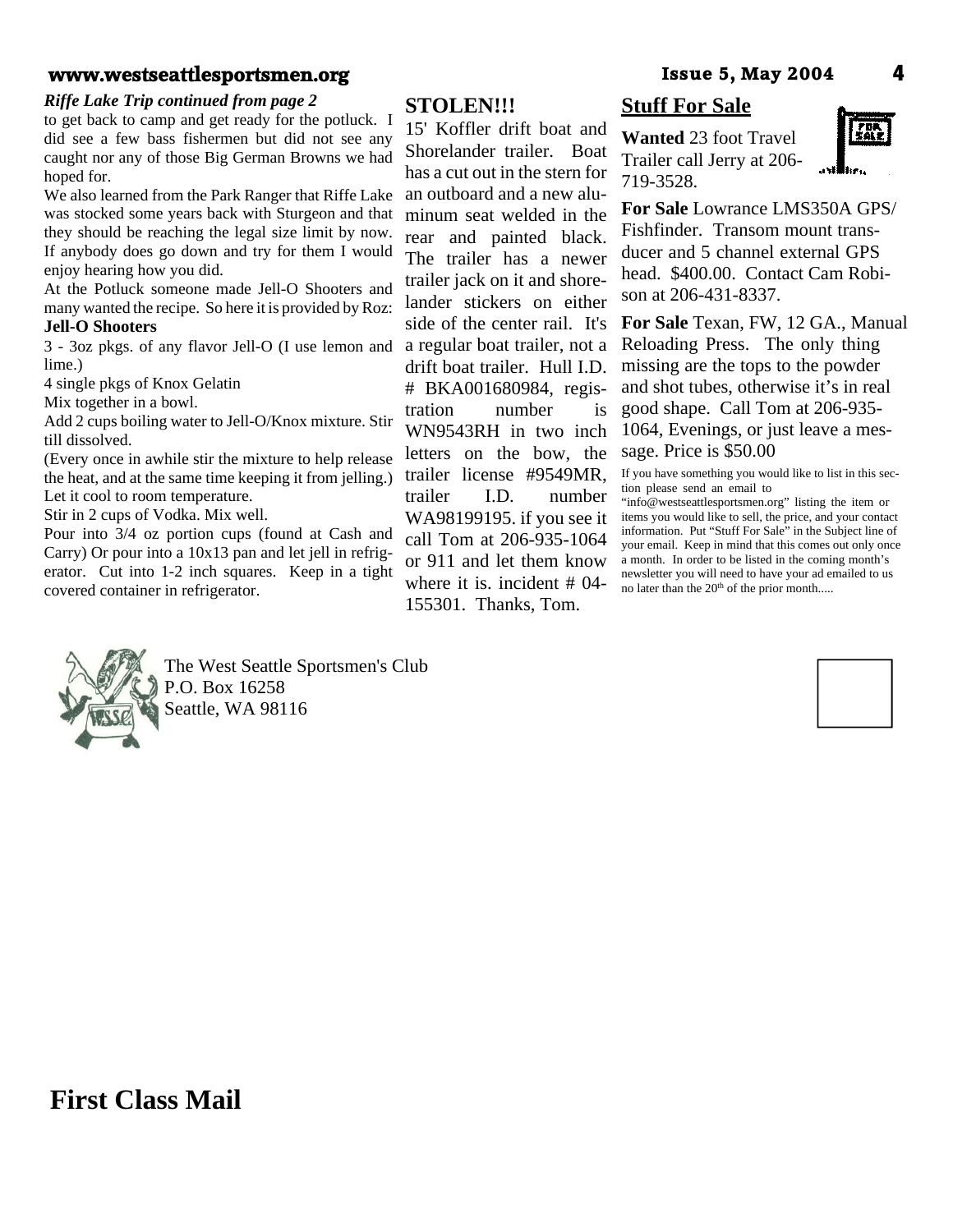*Riffe Lake Trip continued from page 2*

to get back to camp and get ready for the potluck. I did see a few bass fishermen but did not see any caught nor any of those Big German Browns we had hoped for.

We also learned from the Park Ranger that Riffe Lake was stocked some years back with Sturgeon and that they should be reaching the legal size limit by now. If anybody does go down and try for them I would enjoy hearing how you did.

At the Potluck someone made Jell-O Shooters and many wanted the recipe. So here it is provided by Roz:

**Jell-O Shooters**

3 - 3oz pkgs. of any flavor Jell-O (I use lemon and lime.)

4 single pkgs of Knox Gelatin

Mix together in a bowl.

Add 2 cups boiling water to Jell-O/Knox mixture. Stir till dissolved.

(Every once in awhile stir the mixture to help release the heat, and at the same time keeping it from jelling.)

Let it cool to room temperature.

Stir in 2 cups of Vodka. Mix well.

Pour into 3/4 oz portion cups (found at Cash and Carry) Or pour into a 10x13 pan and let jell in refrigerator. Cut into 1-2 inch squares. Keep in a tight covered container in refrigerator.

## STOLEN!!!

15' Koffler drift boat and Shorelander trailer. Boat has a cut out in the stern for an outboard and a new aluminum seat welded in the rear and painted black. The trailer has a newer trailer jack on it and shorelander stickers on either side of the center rail. It's a regular boat trailer, not a drift boat trailer. Hull I.D. # BKA001680984, registration number is WN9543RH in two inch letters on the bow, the trailer license #9549MR, trailer I.D. number WA98199195. if you see it call Tom at 206-935-1064 or 911 and let them know where it is. incident # 04-155301. Thanks, Tom.

## Stuff For Sale

**Wanted** 23 foot Travel Trailer call Jerry at 206-719-3528.

**For Sale** Lowrance LMS350A GPS/ Fishfinder. Transom mount transducer and 5 channel external GPS head. $400.00. Contact Cam Robison at 206-431-8337.

**For Sale** Texan, FW, 12 GA., Manual Reloading Press. The only thing missing are the tops to the powder and shot tubes, otherwise it's in real good shape. Call Tom at 206-935-1064, Evenings, or just leave a message. Price is $50.00

If you have something you would like to list in this section please send an email to "info@westseattlesportsmen.org" listing the item or items you would like to sell, the price, and your contact information. Put "Stuff For Sale" in the Subject line of your email. Keep in mind that this comes out only once a month. In order to be listed in the coming month's newsletter you will need to have your ad emailed to us no later than the 20th of the prior month.....

The West Seattle Sportsmen's Club
P.O. Box 16258
Seattle, WA 98116

**First Class Mail**